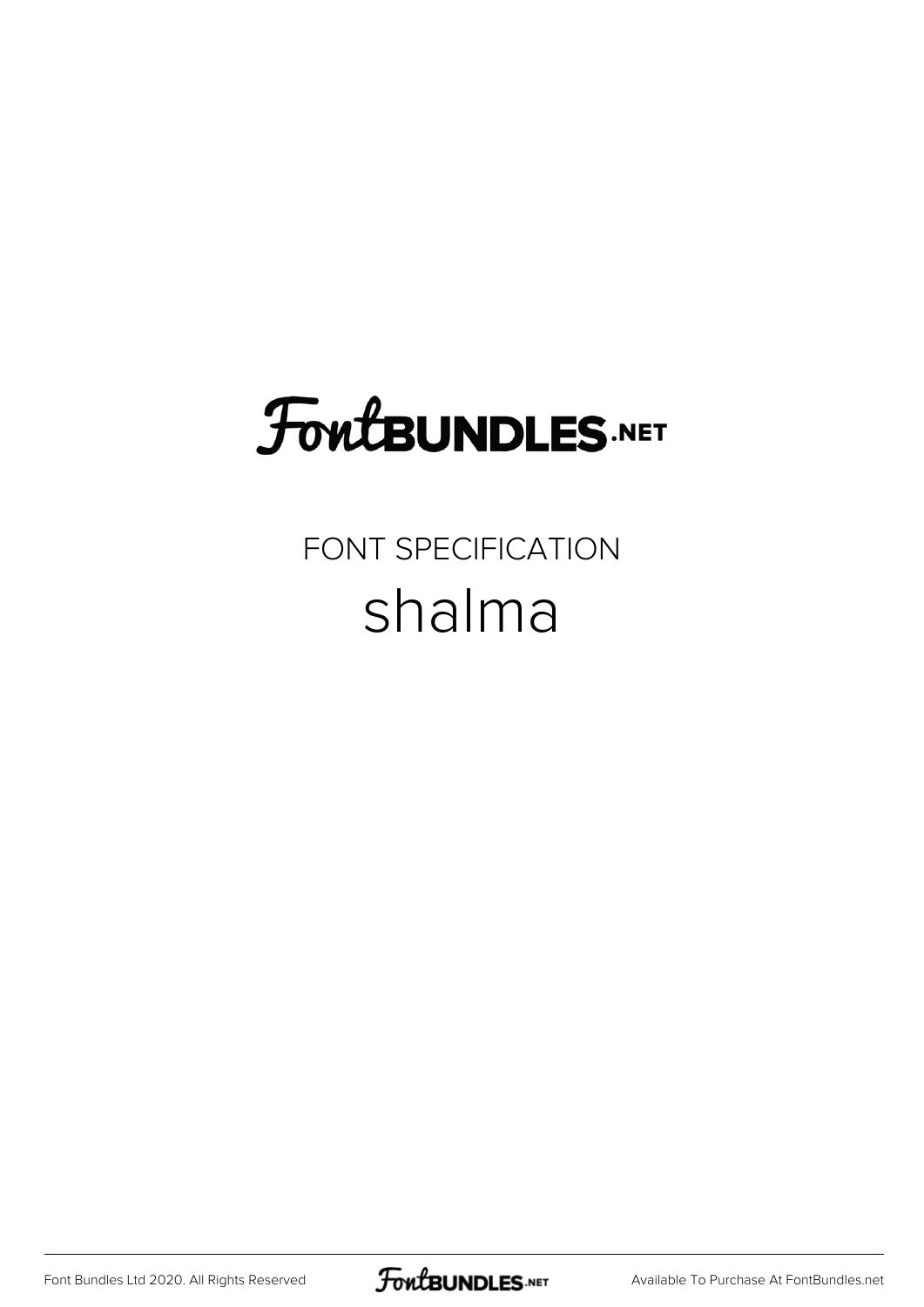# FontBUNDLES.NET

FONT SPECIFICATION

## shalma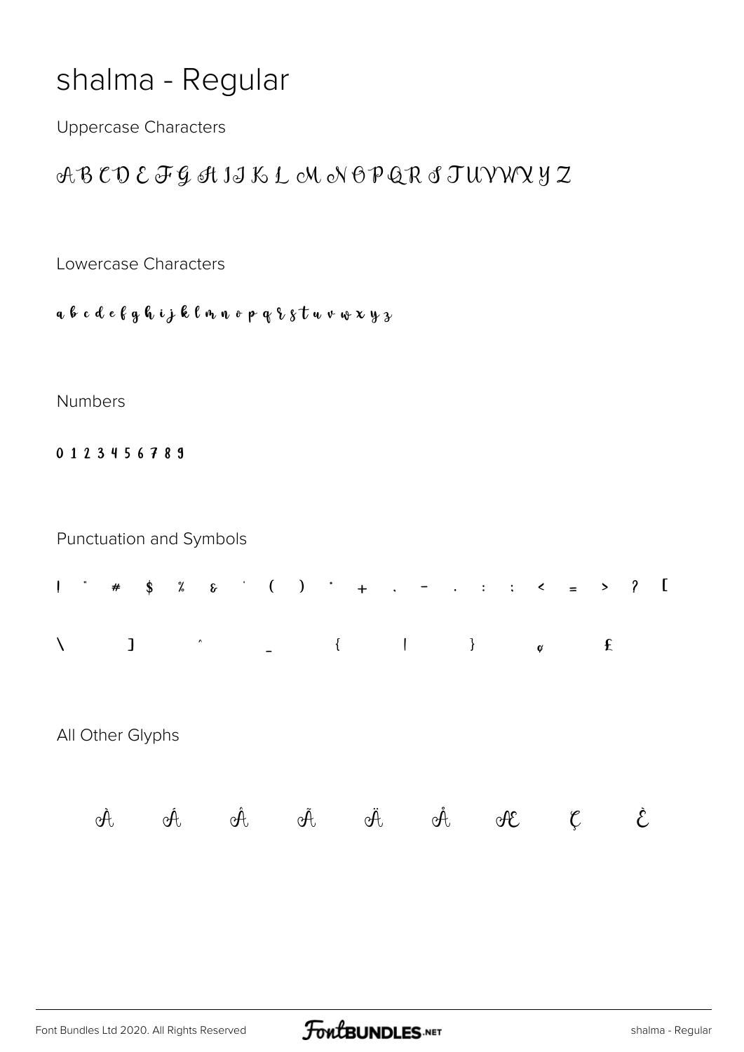# shalma - Regular

Uppercase Characters

A B C D E F G H I J K L M N O P Q R S T U V W X Y Z

Lowercase Characters

a b c d e f g h i j k l m n o p q r s t u v w x y z

Numbers

0 1 2 3 4 5 6 7 8 9

Punctuation and Symbols

! " # $ % & ' ( ) * + , - . : ; < = > ? [

\ ] ^ _ { | } ¢ £

All Other Glyphs

À Á Â Ã Ä Å Æ Ç È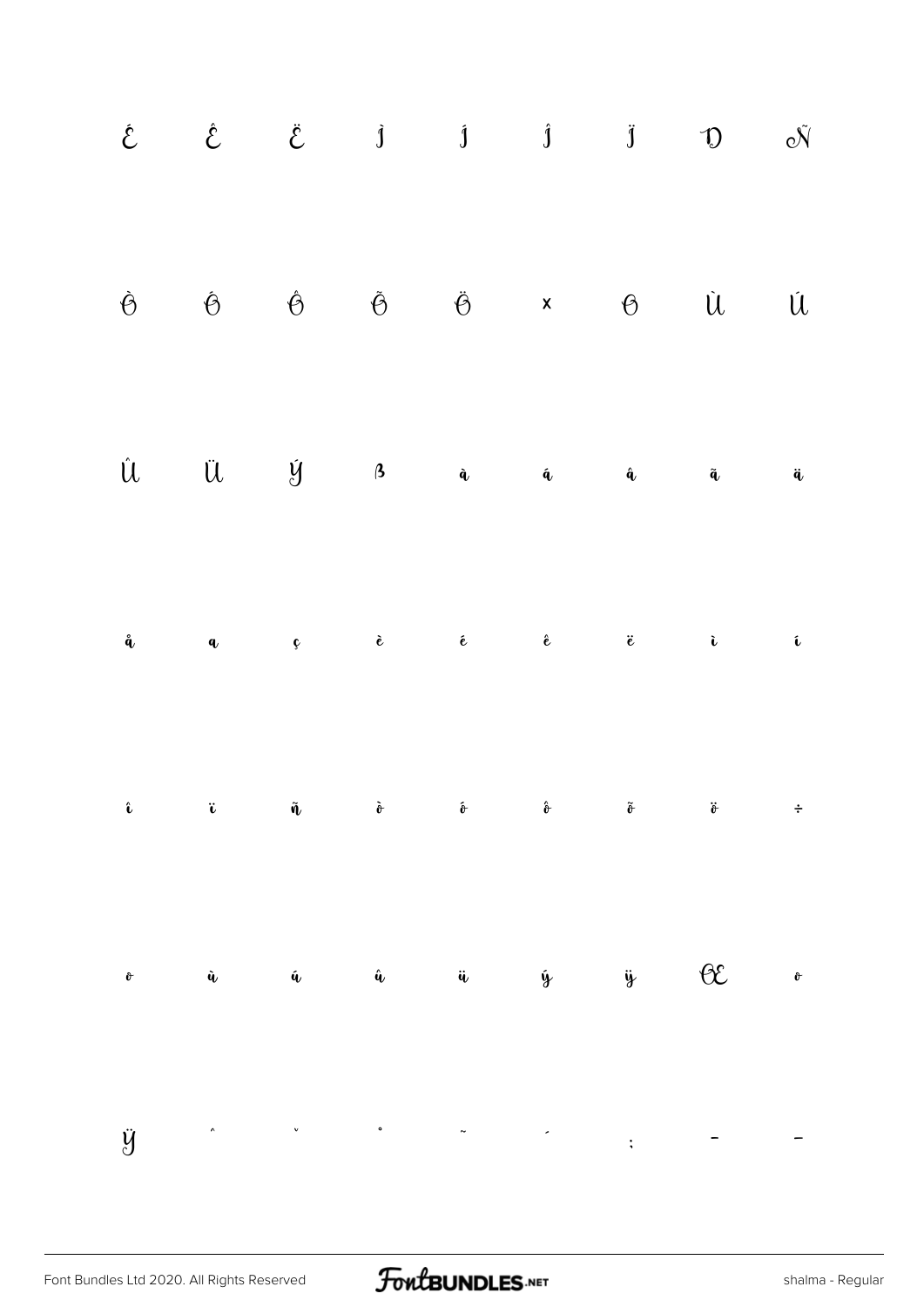É Ê Ë Ì Í Î Ï Ð Ñ

Ò Ó Ô Õ Ö × Ø Ù Ú

Û Ü Ý ß à á â ã ä

å æ ç è é ê ë ì í

î ï ñ ò ó ô õ ö ÷

ø ù ú û ü ý ÿ Œ œ

Ÿ ˆ ˇ ˚ ˜ ´ ; – —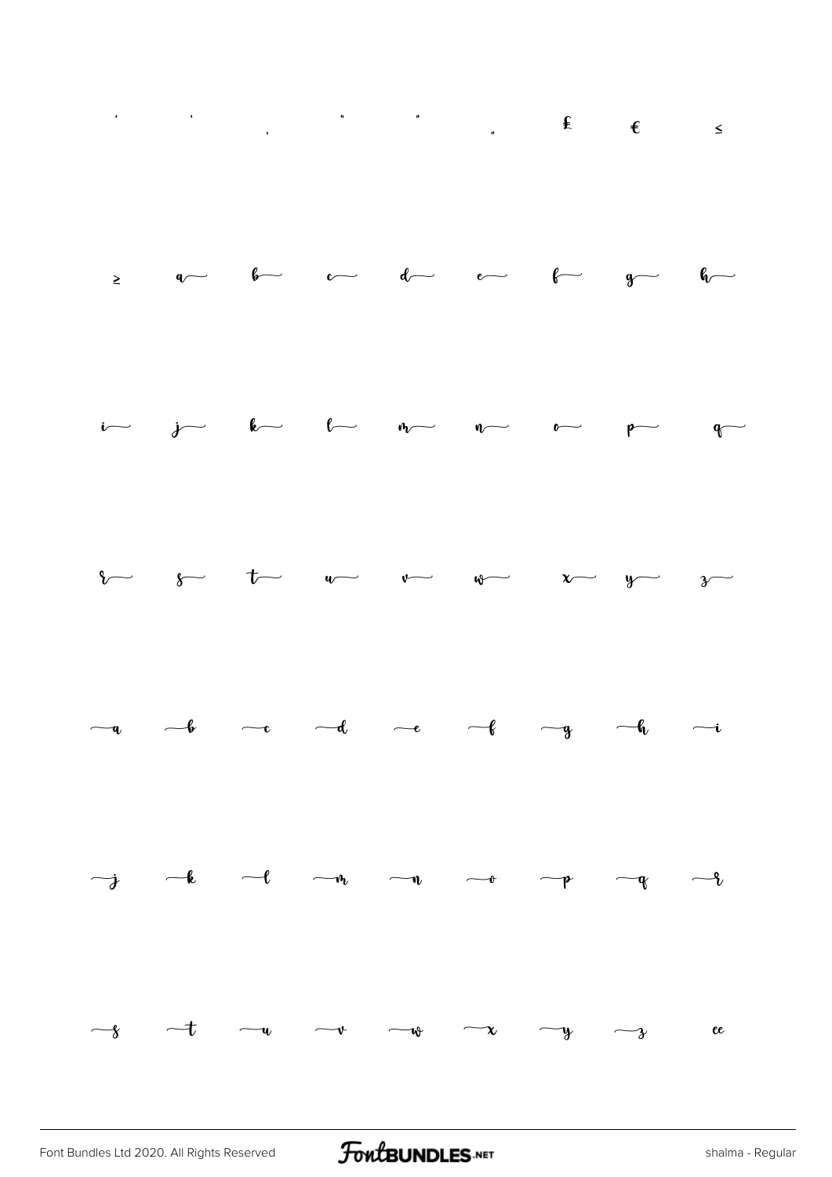' ' , " " „ ₤ € ≤

≥ a⁀ b⁀ c⁀ d⁀ e⁀ f⁀ g⁀ h⁀

i⁀ j⁀ k⁀ l⁀ m⁀ n⁀ o⁀ p⁀ q⁀

r⁀ s⁀ t⁀ u⁀ v⁀ w⁀ x⁀ y⁀ z⁀

⁀a ⁀b ⁀c ⁀d ⁀e ⁀f ⁀g ⁀h ⁀i

⁀j ⁀k ⁀l ⁀m ⁀n ⁀o ⁀p ⁀q ⁀r

⁀s ⁀t ⁀u ⁀v ⁀w ⁀x ⁀y ⁀z ee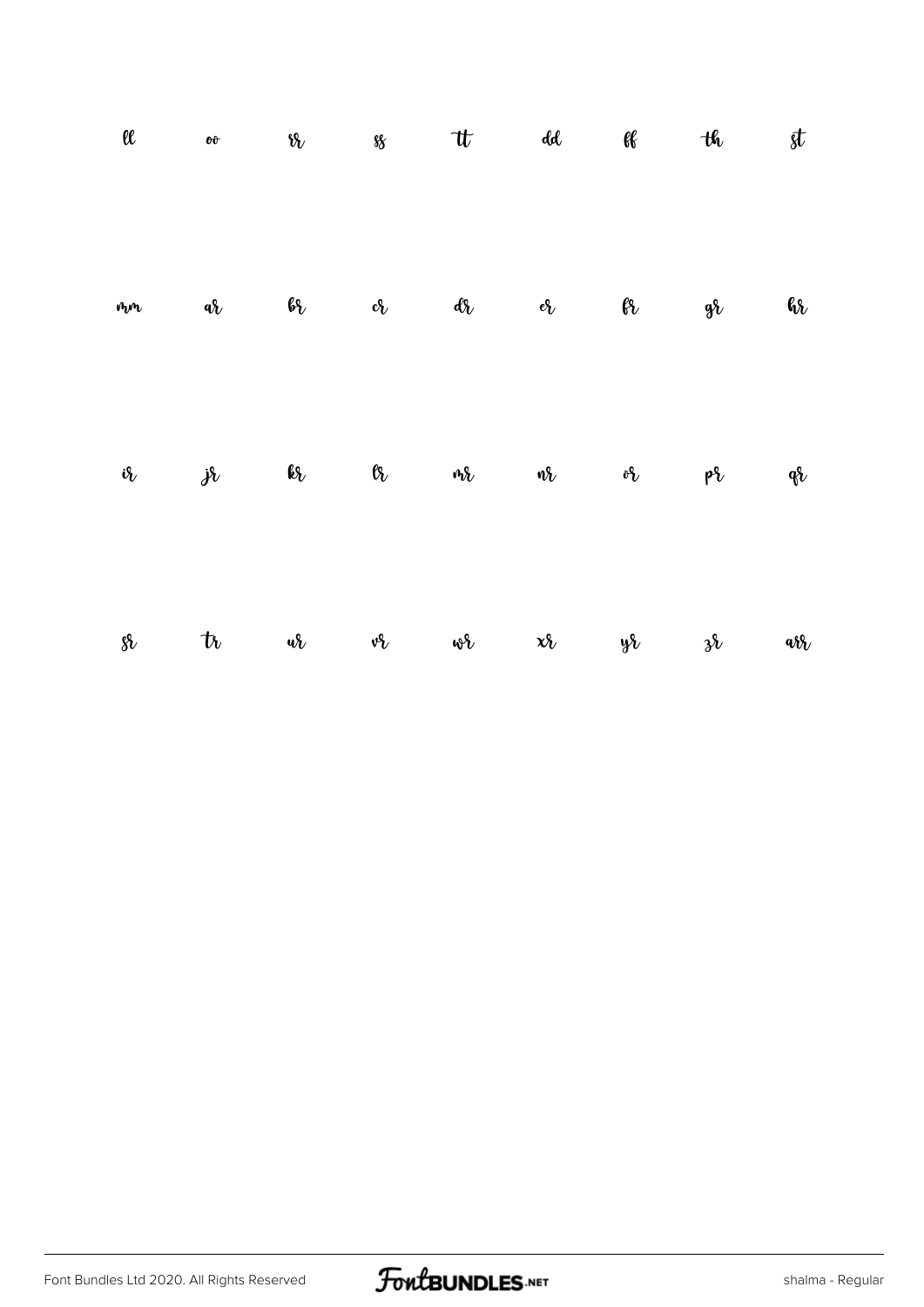| | | | | | | | | |
|---|---|---|---|---|---|---|---|---|
| ll | oo | rr | ss | tt | dd | ff | th | st |
| mm | ar | br | cr | dr | er | fr | gr | hr |
| ir | jr | kr | lr | mr | nr | or | pr | qr |
| sr | tr | ur | vr | wr | xr | yr | zr | arr |